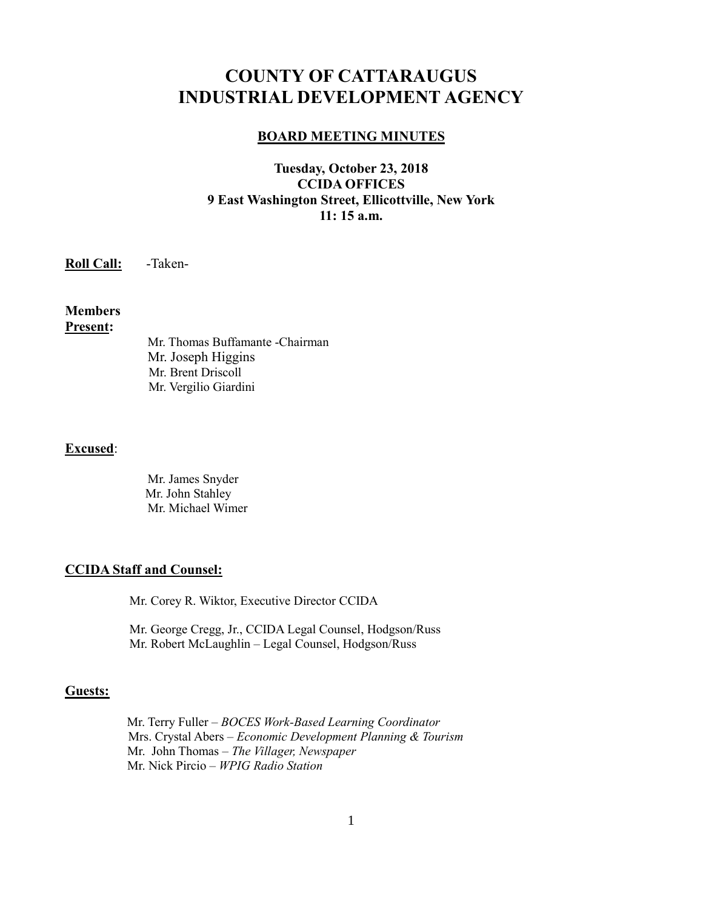# COUNTY OF CATTARAUGUS INDUSTRIAL DEVELOPMENT AGENCY

## BOARD MEETING MINUTES

**Tuesday, October 23, 2018**
**CCIDA OFFICES**
**9 East Washington Street, Ellicottville, New York**
**11: 15 a.m.**

**Roll Call:** -Taken-

**Members Present:**

Mr. Thomas Buffamante -Chairman
Mr. Joseph Higgins
Mr. Brent Driscoll
Mr. Vergilio Giardini

**Excused:**

Mr. James Snyder
Mr. John Stahley
Mr. Michael Wimer

**CCIDA Staff and Counsel:**

Mr. Corey R. Wiktor, Executive Director CCIDA

Mr. George Cregg, Jr., CCIDA Legal Counsel, Hodgson/Russ
Mr. Robert McLaughlin – Legal Counsel, Hodgson/Russ

**Guests:**

Mr. Terry Fuller – *BOCES Work-Based Learning Coordinator*
Mrs. Crystal Abers – *Economic Development Planning & Tourism*
Mr. John Thomas – *The Villager, Newspaper*
Mr. Nick Pircio – *WPIG Radio Station*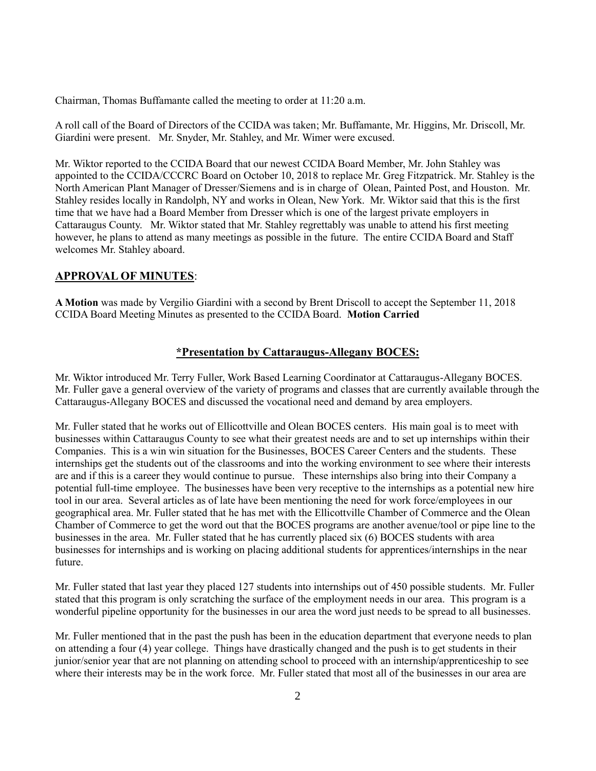Chairman, Thomas Buffamante called the meeting to order at 11:20 a.m.

A roll call of the Board of Directors of the CCIDA was taken; Mr. Buffamante, Mr. Higgins, Mr. Driscoll, Mr. Giardini were present. Mr. Snyder, Mr. Stahley, and Mr. Wimer were excused.

Mr. Wiktor reported to the CCIDA Board that our newest CCIDA Board Member, Mr. John Stahley was appointed to the CCIDA/CCCRC Board on October 10, 2018 to replace Mr. Greg Fitzpatrick. Mr. Stahley is the North American Plant Manager of Dresser/Siemens and is in charge of Olean, Painted Post, and Houston. Mr. Stahley resides locally in Randolph, NY and works in Olean, New York. Mr. Wiktor said that this is the first time that we have had a Board Member from Dresser which is one of the largest private employers in Cattaraugus County. Mr. Wiktor stated that Mr. Stahley regrettably was unable to attend his first meeting however, he plans to attend as many meetings as possible in the future. The entire CCIDA Board and Staff welcomes Mr. Stahley aboard.

## APPROVAL OF MINUTES:

**A Motion** was made by Vergilio Giardini with a second by Brent Driscoll to accept the September 11, 2018 CCIDA Board Meeting Minutes as presented to the CCIDA Board. **Motion Carried**

## *Presentation by Cattaraugus-Allegany BOCES:

Mr. Wiktor introduced Mr. Terry Fuller, Work Based Learning Coordinator at Cattaraugus-Allegany BOCES. Mr. Fuller gave a general overview of the variety of programs and classes that are currently available through the Cattaraugus-Allegany BOCES and discussed the vocational need and demand by area employers.

Mr. Fuller stated that he works out of Ellicottville and Olean BOCES centers. His main goal is to meet with businesses within Cattaraugus County to see what their greatest needs are and to set up internships within their Companies. This is a win win situation for the Businesses, BOCES Career Centers and the students. These internships get the students out of the classrooms and into the working environment to see where their interests are and if this is a career they would continue to pursue. These internships also bring into their Company a potential full-time employee. The businesses have been very receptive to the internships as a potential new hire tool in our area. Several articles as of late have been mentioning the need for work force/employees in our geographical area. Mr. Fuller stated that he has met with the Ellicottville Chamber of Commerce and the Olean Chamber of Commerce to get the word out that the BOCES programs are another avenue/tool or pipe line to the businesses in the area. Mr. Fuller stated that he has currently placed six (6) BOCES students with area businesses for internships and is working on placing additional students for apprentices/internships in the near future.

Mr. Fuller stated that last year they placed 127 students into internships out of 450 possible students. Mr. Fuller stated that this program is only scratching the surface of the employment needs in our area. This program is a wonderful pipeline opportunity for the businesses in our area the word just needs to be spread to all businesses.

Mr. Fuller mentioned that in the past the push has been in the education department that everyone needs to plan on attending a four (4) year college. Things have drastically changed and the push is to get students in their junior/senior year that are not planning on attending school to proceed with an internship/apprenticeship to see where their interests may be in the work force. Mr. Fuller stated that most all of the businesses in our area are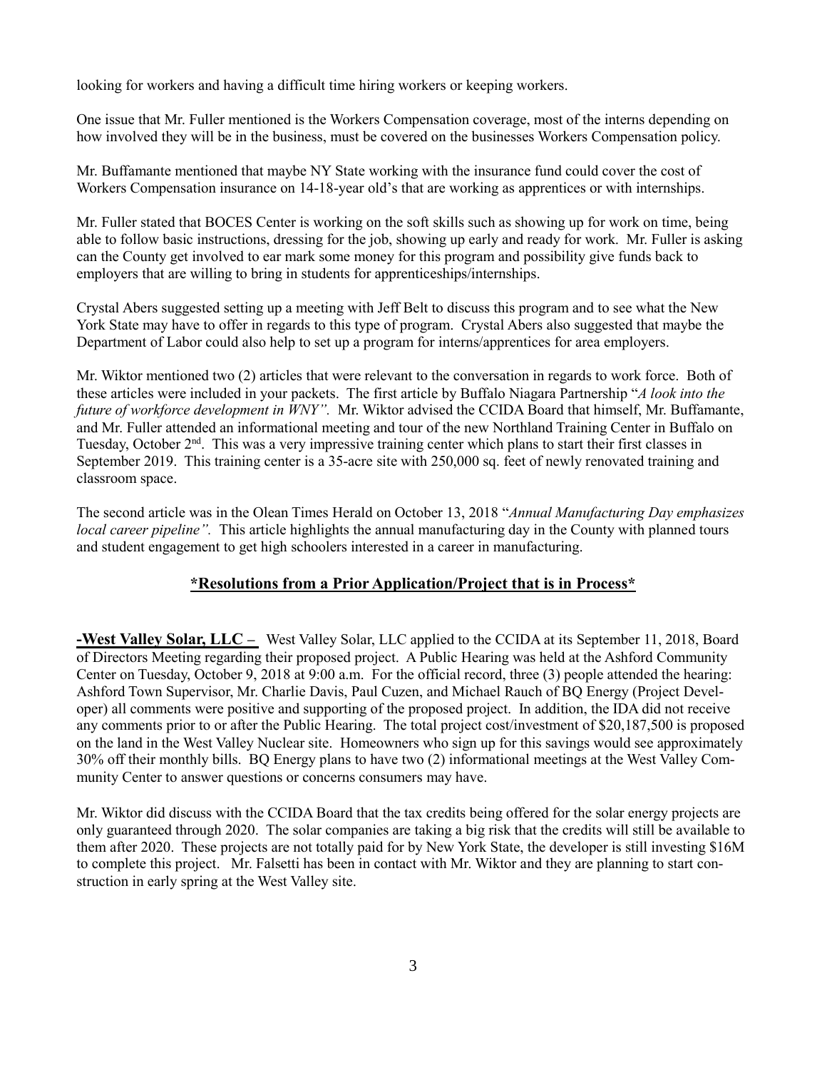looking for workers and having a difficult time hiring workers or keeping workers.

One issue that Mr. Fuller mentioned is the Workers Compensation coverage, most of the interns depending on how involved they will be in the business, must be covered on the businesses Workers Compensation policy.

Mr. Buffamante mentioned that maybe NY State working with the insurance fund could cover the cost of Workers Compensation insurance on 14-18-year old's that are working as apprentices or with internships.

Mr. Fuller stated that BOCES Center is working on the soft skills such as showing up for work on time, being able to follow basic instructions, dressing for the job, showing up early and ready for work. Mr. Fuller is asking can the County get involved to ear mark some money for this program and possibility give funds back to employers that are willing to bring in students for apprenticeships/internships.

Crystal Abers suggested setting up a meeting with Jeff Belt to discuss this program and to see what the New York State may have to offer in regards to this type of program. Crystal Abers also suggested that maybe the Department of Labor could also help to set up a program for interns/apprentices for area employers.

Mr. Wiktor mentioned two (2) articles that were relevant to the conversation in regards to work force. Both of these articles were included in your packets. The first article by Buffalo Niagara Partnership "*A look into the future of workforce development in WNY"*. Mr. Wiktor advised the CCIDA Board that himself, Mr. Buffamante, and Mr. Fuller attended an informational meeting and tour of the new Northland Training Center in Buffalo on Tuesday, October 2nd. This was a very impressive training center which plans to start their first classes in September 2019. This training center is a 35-acre site with 250,000 sq. feet of newly renovated training and classroom space.

The second article was in the Olean Times Herald on October 13, 2018 "*Annual Manufacturing Day emphasizes local career pipeline"*. This article highlights the annual manufacturing day in the County with planned tours and student engagement to get high schoolers interested in a career in manufacturing.

## **\*Resolutions from a Prior Application/Project that is in Process\***

**-West Valley Solar, LLC –** West Valley Solar, LLC applied to the CCIDA at its September 11, 2018, Board of Directors Meeting regarding their proposed project. A Public Hearing was held at the Ashford Community Center on Tuesday, October 9, 2018 at 9:00 a.m. For the official record, three (3) people attended the hearing: Ashford Town Supervisor, Mr. Charlie Davis, Paul Cuzen, and Michael Rauch of BQ Energy (Project Developer) all comments were positive and supporting of the proposed project. In addition, the IDA did not receive any comments prior to or after the Public Hearing. The total project cost/investment of $20,187,500 is proposed on the land in the West Valley Nuclear site. Homeowners who sign up for this savings would see approximately 30% off their monthly bills. BQ Energy plans to have two (2) informational meetings at the West Valley Community Center to answer questions or concerns consumers may have.

Mr. Wiktor did discuss with the CCIDA Board that the tax credits being offered for the solar energy projects are only guaranteed through 2020. The solar companies are taking a big risk that the credits will still be available to them after 2020. These projects are not totally paid for by New York State, the developer is still investing $16M to complete this project. Mr. Falsetti has been in contact with Mr. Wiktor and they are planning to start construction in early spring at the West Valley site.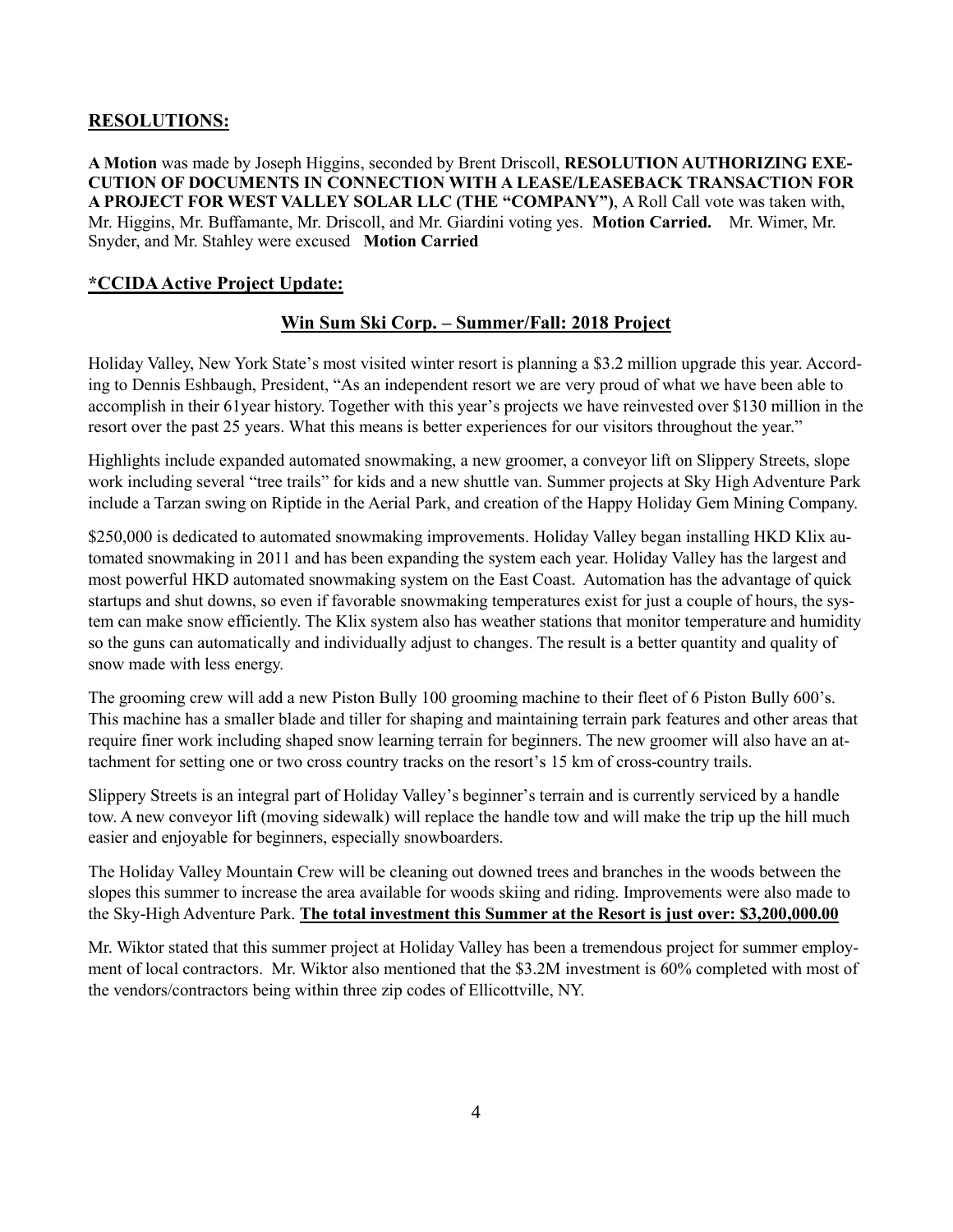## RESOLUTIONS:

**A Motion** was made by Joseph Higgins, seconded by Brent Driscoll, **RESOLUTION AUTHORIZING EXECUTION OF DOCUMENTS IN CONNECTION WITH A LEASE/LEASEBACK TRANSACTION FOR A PROJECT FOR WEST VALLEY SOLAR LLC (THE "COMPANY")**, A Roll Call vote was taken with, Mr. Higgins, Mr. Buffamante, Mr. Driscoll, and Mr. Giardini voting yes. **Motion Carried.** Mr. Wimer, Mr. Snyder, and Mr. Stahley were excused **Motion Carried**

## *CCIDA Active Project Update:

### Win Sum Ski Corp. – Summer/Fall: 2018 Project

Holiday Valley, New York State's most visited winter resort is planning a $3.2 million upgrade this year. According to Dennis Eshbaugh, President, "As an independent resort we are very proud of what we have been able to accomplish in their 61year history. Together with this year's projects we have reinvested over $130 million in the resort over the past 25 years. What this means is better experiences for our visitors throughout the year."

Highlights include expanded automated snowmaking, a new groomer, a conveyor lift on Slippery Streets, slope work including several "tree trails" for kids and a new shuttle van. Summer projects at Sky High Adventure Park include a Tarzan swing on Riptide in the Aerial Park, and creation of the Happy Holiday Gem Mining Company.

$250,000 is dedicated to automated snowmaking improvements. Holiday Valley began installing HKD Klix automated snowmaking in 2011 and has been expanding the system each year. Holiday Valley has the largest and most powerful HKD automated snowmaking system on the East Coast. Automation has the advantage of quick startups and shut downs, so even if favorable snowmaking temperatures exist for just a couple of hours, the system can make snow efficiently. The Klix system also has weather stations that monitor temperature and humidity so the guns can automatically and individually adjust to changes. The result is a better quantity and quality of snow made with less energy.

The grooming crew will add a new Piston Bully 100 grooming machine to their fleet of 6 Piston Bully 600's. This machine has a smaller blade and tiller for shaping and maintaining terrain park features and other areas that require finer work including shaped snow learning terrain for beginners. The new groomer will also have an attachment for setting one or two cross country tracks on the resort's 15 km of cross-country trails.

Slippery Streets is an integral part of Holiday Valley's beginner's terrain and is currently serviced by a handle tow. A new conveyor lift (moving sidewalk) will replace the handle tow and will make the trip up the hill much easier and enjoyable for beginners, especially snowboarders.

The Holiday Valley Mountain Crew will be cleaning out downed trees and branches in the woods between the slopes this summer to increase the area available for woods skiing and riding. Improvements were also made to the Sky-High Adventure Park. **The total investment this Summer at the Resort is just over: $3,200,000.00**

Mr. Wiktor stated that this summer project at Holiday Valley has been a tremendous project for summer employment of local contractors. Mr. Wiktor also mentioned that the $3.2M investment is 60% completed with most of the vendors/contractors being within three zip codes of Ellicottville, NY.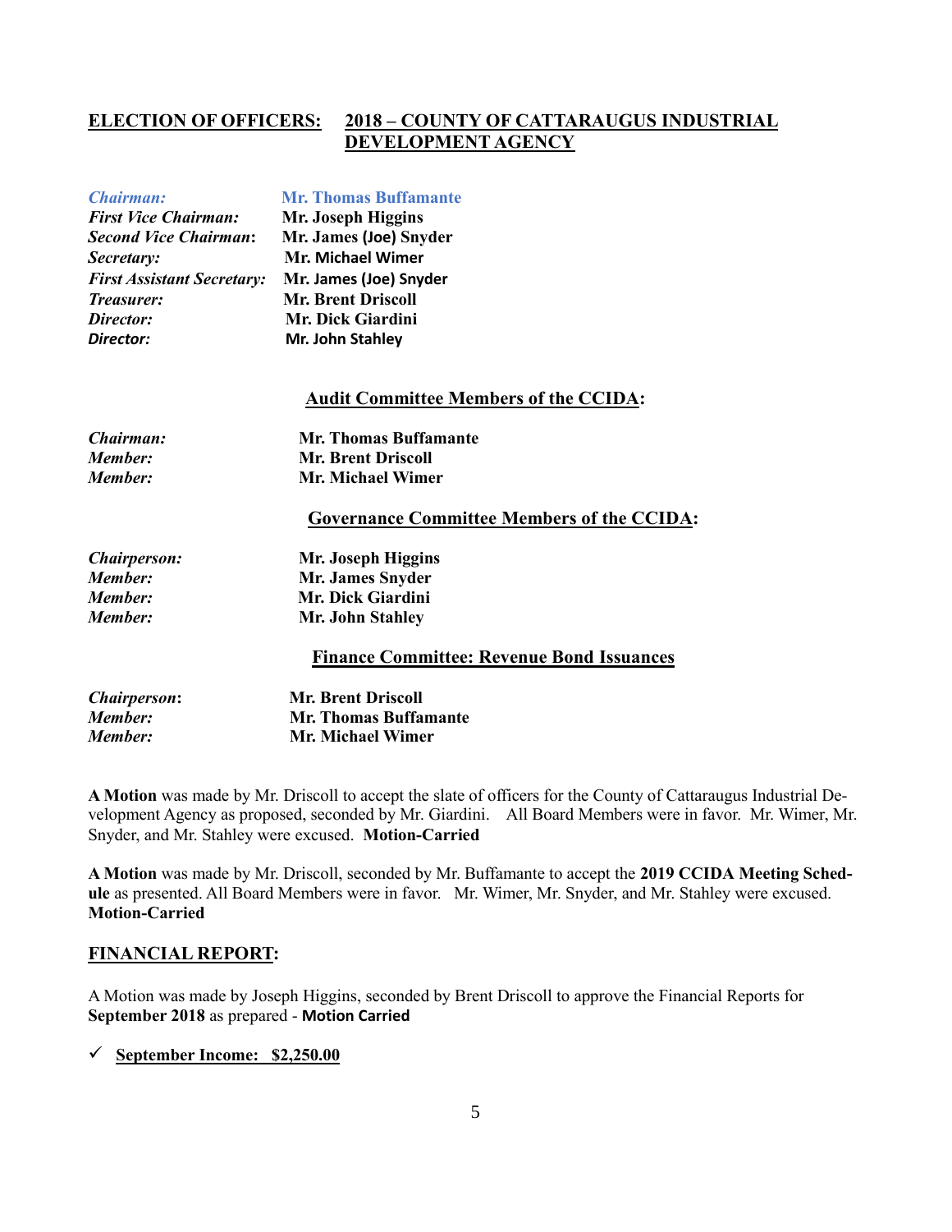**ELECTION OF OFFICERS: 2018 – COUNTY OF CATTARAUGUS INDUSTRIAL DEVELOPMENT AGENCY**

| | |
|---|---|
| ***Chairman:*** | **Mr. Thomas Buffamante** |
| ***First Vice Chairman:*** | **Mr. Joseph Higgins** |
| ***Second Vice Chairman*:** | **Mr. James (Joe) Snyder** |
| ***Secretary:*** | **Mr. Michael Wimer** |
| ***First Assistant Secretary:*** | **Mr. James (Joe) Snyder** |
| ***Treasurer:*** | **Mr. Brent Driscoll** |
| ***Director:*** | **Mr. Dick Giardini** |
| ***Director:*** | **Mr. John Stahley** |

**Audit Committee Members of the CCIDA:**

| | |
|---|---|
| ***Chairman:*** | **Mr. Thomas Buffamante** |
| ***Member:*** | **Mr. Brent Driscoll** |
| ***Member:*** | **Mr. Michael Wimer** |

**Governance Committee Members of the CCIDA:**

| | |
|---|---|
| ***Chairperson:*** | **Mr. Joseph Higgins** |
| ***Member:*** | **Mr. James Snyder** |
| ***Member:*** | **Mr. Dick Giardini** |
| ***Member:*** | **Mr. John Stahley** |

**Finance Committee: Revenue Bond Issuances**

| | |
|---|---|
| ***Chairperson*:** | **Mr. Brent Driscoll** |
| ***Member:*** | **Mr. Thomas Buffamante** |
| ***Member:*** | **Mr. Michael Wimer** |

**A Motion** was made by Mr. Driscoll to accept the slate of officers for the County of Cattaraugus Industrial Development Agency as proposed, seconded by Mr. Giardini. All Board Members were in favor. Mr. Wimer, Mr. Snyder, and Mr. Stahley were excused. **Motion-Carried**

**A Motion** was made by Mr. Driscoll, seconded by Mr. Buffamante to accept the **2019 CCIDA Meeting Schedule** as presented. All Board Members were in favor. Mr. Wimer, Mr. Snyder, and Mr. Stahley were excused. **Motion-Carried**

## FINANCIAL REPORT:

A Motion was made by Joseph Higgins, seconded by Brent Driscoll to approve the Financial Reports for **September 2018** as prepared - **Motion Carried**

- ✓ **September Income: $2,250.00**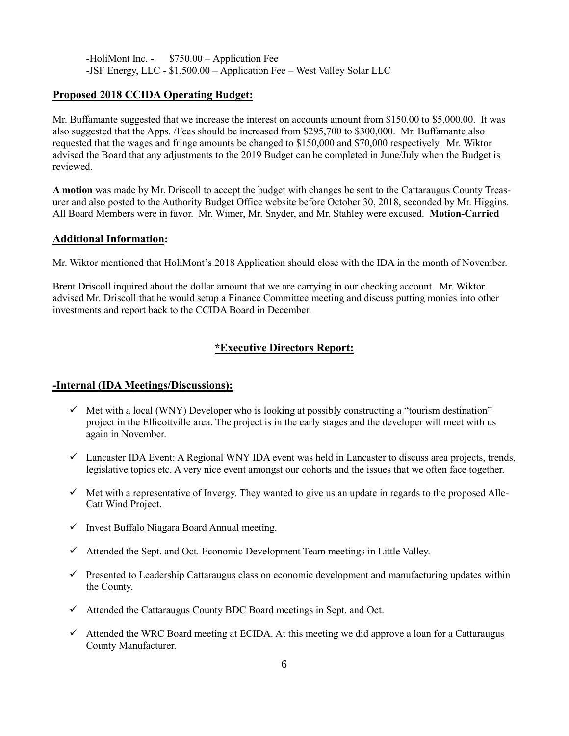-HoliMont Inc. - $750.00 – Application Fee
-JSF Energy, LLC - $1,500.00 – Application Fee – West Valley Solar LLC

## Proposed 2018 CCIDA Operating Budget:

Mr. Buffamante suggested that we increase the interest on accounts amount from $150.00 to $5,000.00. It was also suggested that the Apps. /Fees should be increased from $295,700 to $300,000. Mr. Buffamante also requested that the wages and fringe amounts be changed to $150,000 and $70,000 respectively. Mr. Wiktor advised the Board that any adjustments to the 2019 Budget can be completed in June/July when the Budget is reviewed.

**A motion** was made by Mr. Driscoll to accept the budget with changes be sent to the Cattaraugus County Treasurer and also posted to the Authority Budget Office website before October 30, 2018, seconded by Mr. Higgins. All Board Members were in favor. Mr. Wimer, Mr. Snyder, and Mr. Stahley were excused. **Motion-Carried**

## Additional Information:

Mr. Wiktor mentioned that HoliMont's 2018 Application should close with the IDA in the month of November.

Brent Driscoll inquired about the dollar amount that we are carrying in our checking account. Mr. Wiktor advised Mr. Driscoll that he would setup a Finance Committee meeting and discuss putting monies into other investments and report back to the CCIDA Board in December.

## *Executive Directors Report:

## -Internal (IDA Meetings/Discussions):

- ✓ Met with a local (WNY) Developer who is looking at possibly constructing a "tourism destination" project in the Ellicottville area. The project is in the early stages and the developer will meet with us again in November.
- ✓ Lancaster IDA Event: A Regional WNY IDA event was held in Lancaster to discuss area projects, trends, legislative topics etc. A very nice event amongst our cohorts and the issues that we often face together.
- ✓ Met with a representative of Invergy. They wanted to give us an update in regards to the proposed Alle-Catt Wind Project.
- ✓ Invest Buffalo Niagara Board Annual meeting.
- ✓ Attended the Sept. and Oct. Economic Development Team meetings in Little Valley.
- ✓ Presented to Leadership Cattaraugus class on economic development and manufacturing updates within the County.
- ✓ Attended the Cattaraugus County BDC Board meetings in Sept. and Oct.
- ✓ Attended the WRC Board meeting at ECIDA. At this meeting we did approve a loan for a Cattaraugus County Manufacturer.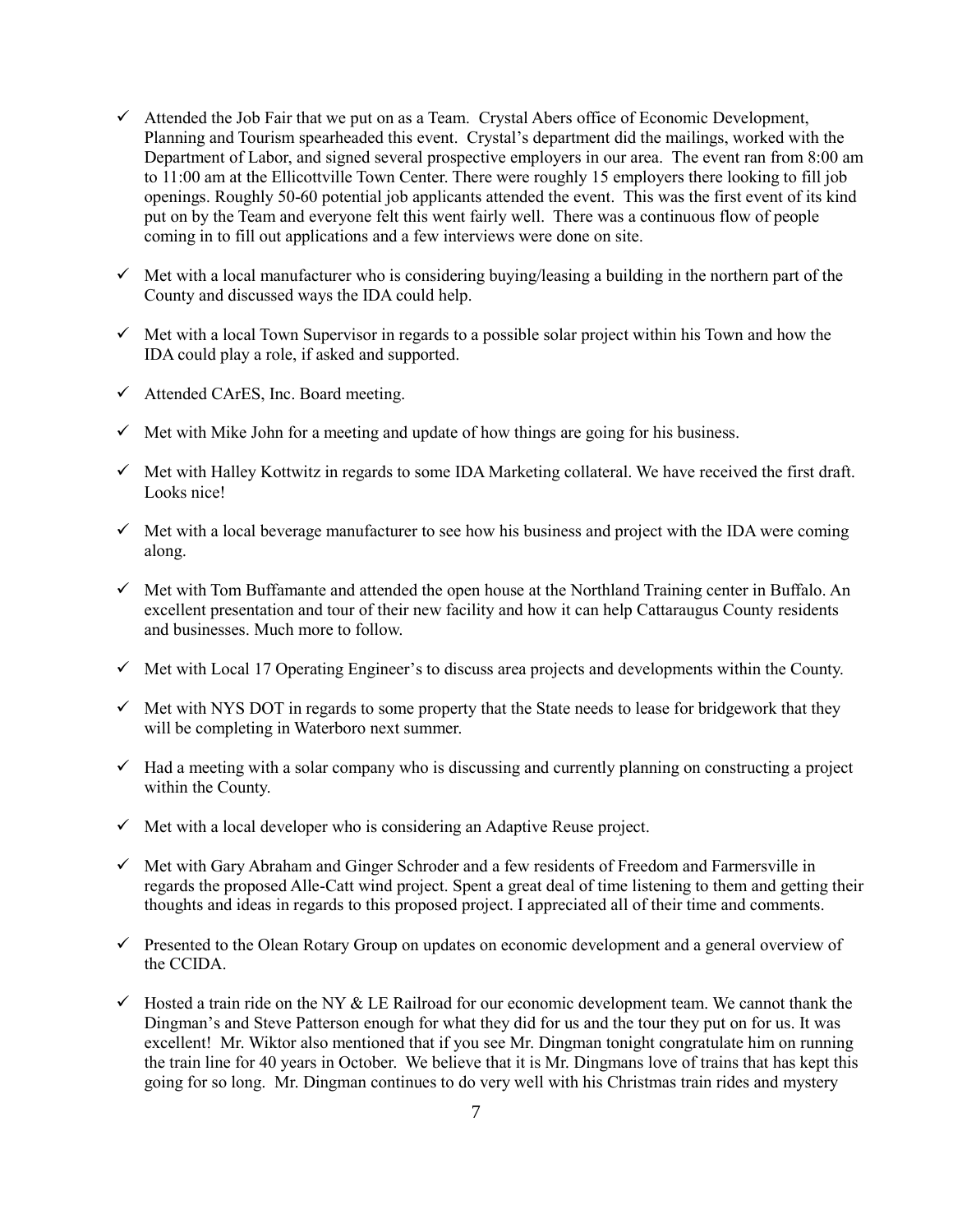- ✓ Attended the Job Fair that we put on as a Team. Crystal Abers office of Economic Development, Planning and Tourism spearheaded this event. Crystal's department did the mailings, worked with the Department of Labor, and signed several prospective employers in our area. The event ran from 8:00 am to 11:00 am at the Ellicottville Town Center. There were roughly 15 employers there looking to fill job openings. Roughly 50-60 potential job applicants attended the event. This was the first event of its kind put on by the Team and everyone felt this went fairly well. There was a continuous flow of people coming in to fill out applications and a few interviews were done on site.

- ✓ Met with a local manufacturer who is considering buying/leasing a building in the northern part of the County and discussed ways the IDA could help.

- ✓ Met with a local Town Supervisor in regards to a possible solar project within his Town and how the IDA could play a role, if asked and supported.

- ✓ Attended CArES, Inc. Board meeting.

- ✓ Met with Mike John for a meeting and update of how things are going for his business.

- ✓ Met with Halley Kottwitz in regards to some IDA Marketing collateral. We have received the first draft. Looks nice!

- ✓ Met with a local beverage manufacturer to see how his business and project with the IDA were coming along.

- ✓ Met with Tom Buffamante and attended the open house at the Northland Training center in Buffalo. An excellent presentation and tour of their new facility and how it can help Cattaraugus County residents and businesses. Much more to follow.

- ✓ Met with Local 17 Operating Engineer's to discuss area projects and developments within the County.

- ✓ Met with NYS DOT in regards to some property that the State needs to lease for bridgework that they will be completing in Waterboro next summer.

- ✓ Had a meeting with a solar company who is discussing and currently planning on constructing a project within the County.

- ✓ Met with a local developer who is considering an Adaptive Reuse project.

- ✓ Met with Gary Abraham and Ginger Schroder and a few residents of Freedom and Farmersville in regards the proposed Alle-Catt wind project. Spent a great deal of time listening to them and getting their thoughts and ideas in regards to this proposed project. I appreciated all of their time and comments.

- ✓ Presented to the Olean Rotary Group on updates on economic development and a general overview of the CCIDA.

- ✓ Hosted a train ride on the NY & LE Railroad for our economic development team. We cannot thank the Dingman's and Steve Patterson enough for what they did for us and the tour they put on for us. It was excellent! Mr. Wiktor also mentioned that if you see Mr. Dingman tonight congratulate him on running the train line for 40 years in October. We believe that it is Mr. Dingmans love of trains that has kept this going for so long. Mr. Dingman continues to do very well with his Christmas train rides and mystery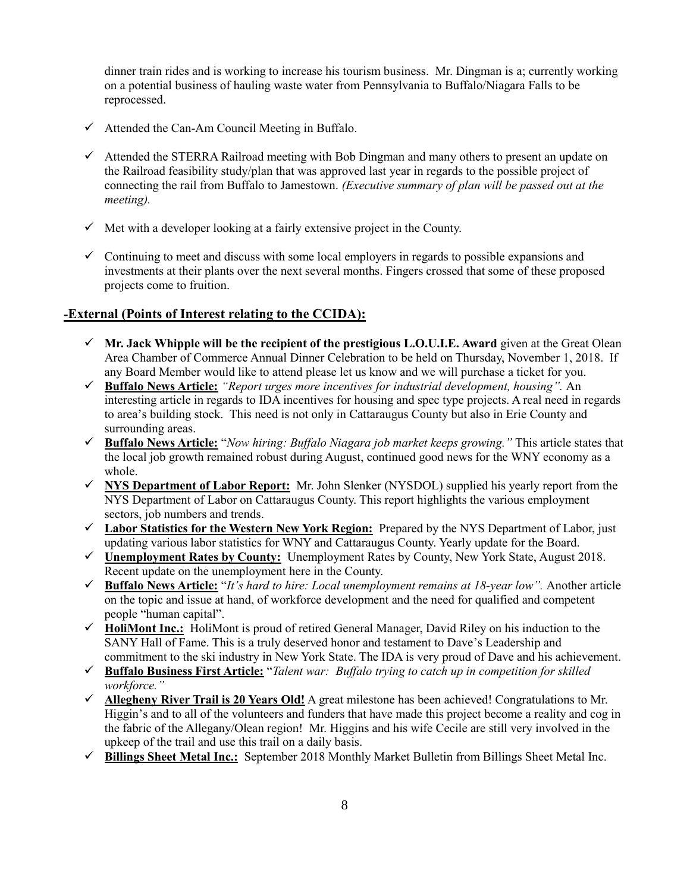dinner train rides and is working to increase his tourism business. Mr. Dingman is a; currently working on a potential business of hauling waste water from Pennsylvania to Buffalo/Niagara Falls to be reprocessed.

- ✓ Attended the Can-Am Council Meeting in Buffalo.
- ✓ Attended the STERRA Railroad meeting with Bob Dingman and many others to present an update on the Railroad feasibility study/plan that was approved last year in regards to the possible project of connecting the rail from Buffalo to Jamestown. *(Executive summary of plan will be passed out at the meeting).*
- ✓ Met with a developer looking at a fairly extensive project in the County.
- ✓ Continuing to meet and discuss with some local employers in regards to possible expansions and investments at their plants over the next several months. Fingers crossed that some of these proposed projects come to fruition.

## -External (Points of Interest relating to the CCIDA):

- ✓ **Mr. Jack Whipple will be the recipient of the prestigious L.O.U.I.E. Award** given at the Great Olean Area Chamber of Commerce Annual Dinner Celebration to be held on Thursday, November 1, 2018. If any Board Member would like to attend please let us know and we will purchase a ticket for you.
- ✓ **Buffalo News Article:** *"Report urges more incentives for industrial development, housing".* An interesting article in regards to IDA incentives for housing and spec type projects. A real need in regards to area's building stock. This need is not only in Cattaraugus County but also in Erie County and surrounding areas.
- ✓ **Buffalo News Article:** "*Now hiring: Buffalo Niagara job market keeps growing."* This article states that the local job growth remained robust during August, continued good news for the WNY economy as a whole.
- ✓ **NYS Department of Labor Report:** Mr. John Slenker (NYSDOL) supplied his yearly report from the NYS Department of Labor on Cattaraugus County. This report highlights the various employment sectors, job numbers and trends.
- ✓ **Labor Statistics for the Western New York Region:** Prepared by the NYS Department of Labor, just updating various labor statistics for WNY and Cattaraugus County. Yearly update for the Board.
- ✓ **Unemployment Rates by County:** Unemployment Rates by County, New York State, August 2018. Recent update on the unemployment here in the County.
- ✓ **Buffalo News Article:** "*It's hard to hire: Local unemployment remains at 18-year low".* Another article on the topic and issue at hand, of workforce development and the need for qualified and competent people "human capital".
- ✓ **HoliMont Inc.:** HoliMont is proud of retired General Manager, David Riley on his induction to the SANY Hall of Fame. This is a truly deserved honor and testament to Dave's Leadership and commitment to the ski industry in New York State. The IDA is very proud of Dave and his achievement.
- ✓ **Buffalo Business First Article:** "*Talent war: Buffalo trying to catch up in competition for skilled workforce."*
- ✓ **Allegheny River Trail is 20 Years Old!** A great milestone has been achieved! Congratulations to Mr. Higgin's and to all of the volunteers and funders that have made this project become a reality and cog in the fabric of the Allegany/Olean region! Mr. Higgins and his wife Cecile are still very involved in the upkeep of the trail and use this trail on a daily basis.
- ✓ **Billings Sheet Metal Inc.:** September 2018 Monthly Market Bulletin from Billings Sheet Metal Inc.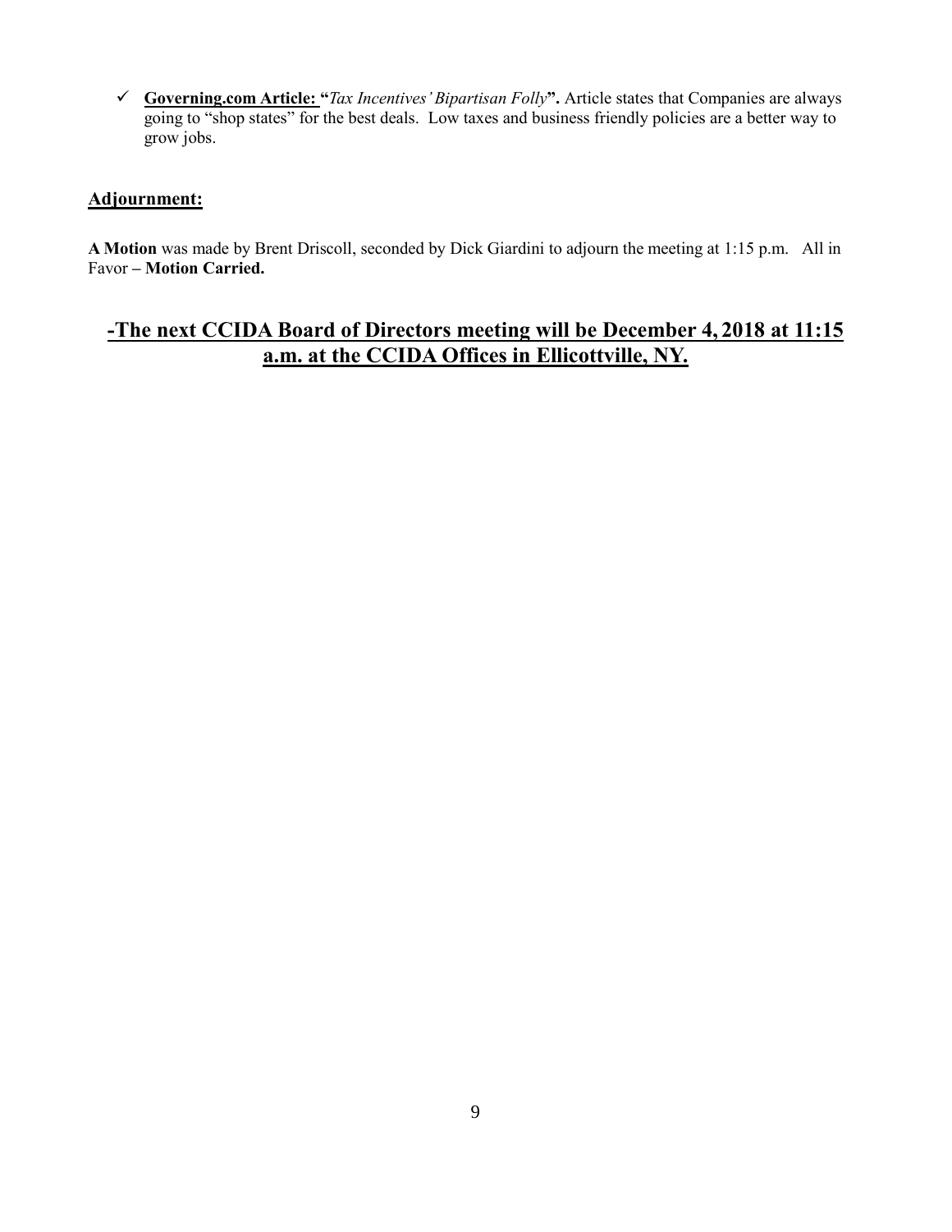- ✓ **Governing.com Article: "***Tax Incentives' Bipartisan Folly***".** Article states that Companies are always going to "shop states" for the best deals. Low taxes and business friendly policies are a better way to grow jobs.

## Adjournment:

**A Motion** was made by Brent Driscoll, seconded by Dick Giardini to adjourn the meeting at 1:15 p.m. All in Favor – **Motion Carried.**

## -The next CCIDA Board of Directors meeting will be December 4, 2018 at 11:15 a.m. at the CCIDA Offices in Ellicottville, NY.